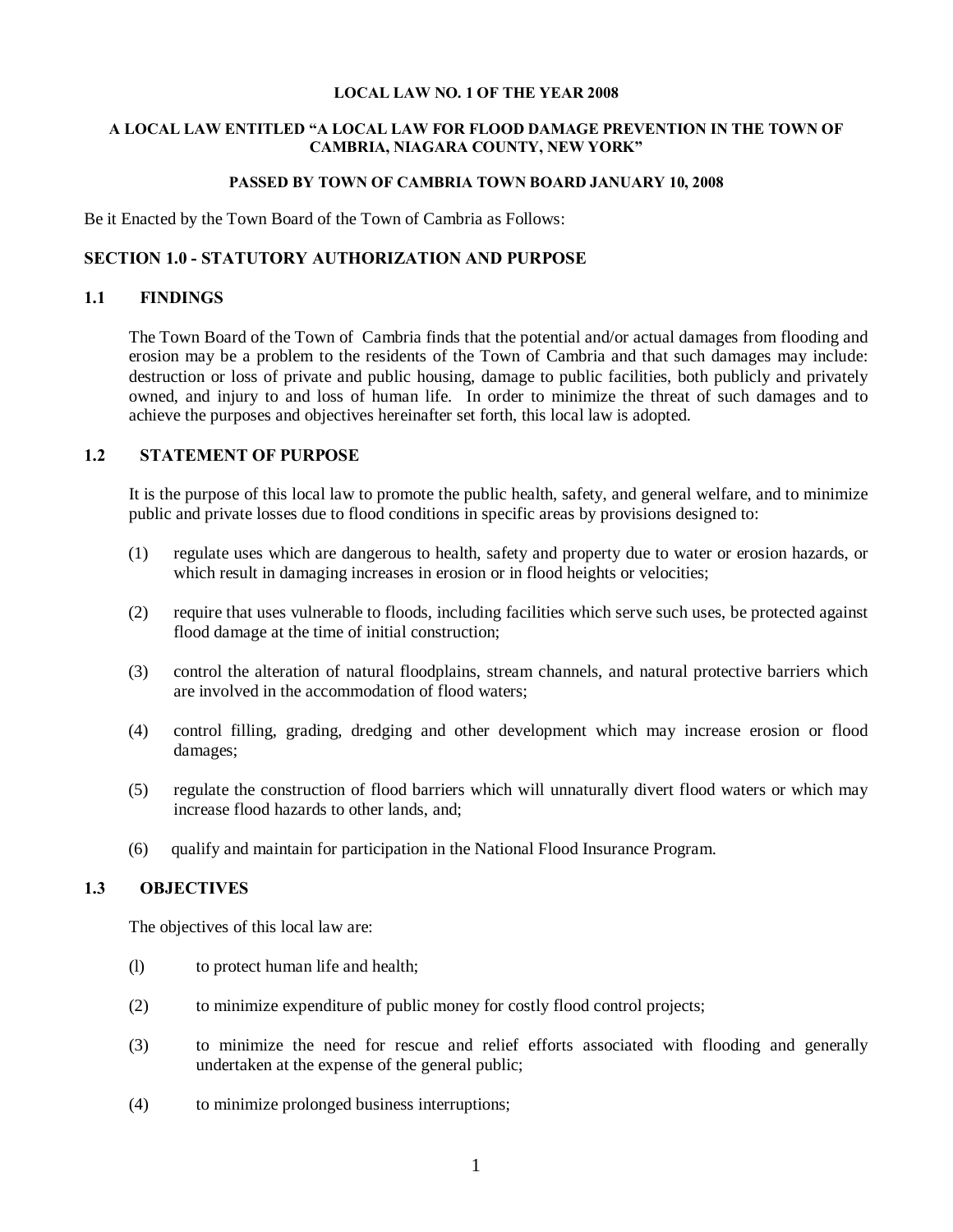**LOCAL LAW NO. 1 OF THE YEAR 2008**

**A LOCAL LAW ENTITLED "A LOCAL LAW FOR FLOOD DAMAGE PREVENTION IN THE TOWN OF CAMBRIA, NIAGARA COUNTY, NEW YORK"**

**PASSED BY TOWN OF CAMBRIA TOWN BOARD JANUARY 10, 2008**

Be it Enacted by the Town Board of the Town of Cambria as Follows:

## SECTION 1.0 - STATUTORY AUTHORIZATION AND PURPOSE

### 1.1 FINDINGS

The Town Board of the Town of Cambria finds that the potential and/or actual damages from flooding and erosion may be a problem to the residents of the Town of Cambria and that such damages may include: destruction or loss of private and public housing, damage to public facilities, both publicly and privately owned, and injury to and loss of human life. In order to minimize the threat of such damages and to achieve the purposes and objectives hereinafter set forth, this local law is adopted.

### 1.2 STATEMENT OF PURPOSE

It is the purpose of this local law to promote the public health, safety, and general welfare, and to minimize public and private losses due to flood conditions in specific areas by provisions designed to:

(1) regulate uses which are dangerous to health, safety and property due to water or erosion hazards, or which result in damaging increases in erosion or in flood heights or velocities;

(2) require that uses vulnerable to floods, including facilities which serve such uses, be protected against flood damage at the time of initial construction;

(3) control the alteration of natural floodplains, stream channels, and natural protective barriers which are involved in the accommodation of flood waters;

(4) control filling, grading, dredging and other development which may increase erosion or flood damages;

(5) regulate the construction of flood barriers which will unnaturally divert flood waters or which may increase flood hazards to other lands, and;

(6) qualify and maintain for participation in the National Flood Insurance Program.

### 1.3 OBJECTIVES

The objectives of this local law are:

(l) to protect human life and health;

(2) to minimize expenditure of public money for costly flood control projects;

(3) to minimize the need for rescue and relief efforts associated with flooding and generally undertaken at the expense of the general public;

(4) to minimize prolonged business interruptions;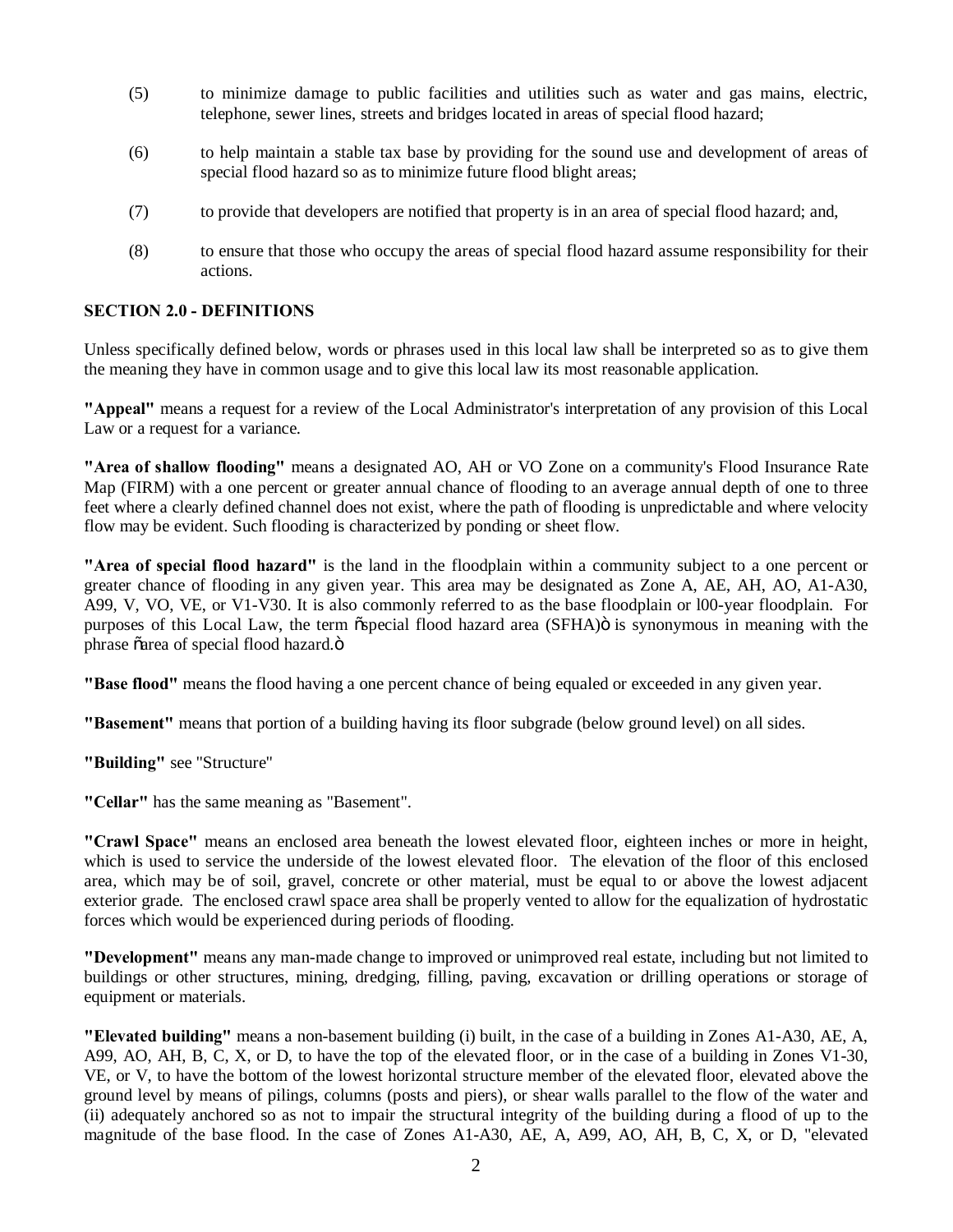(5) to minimize damage to public facilities and utilities such as water and gas mains, electric, telephone, sewer lines, streets and bridges located in areas of special flood hazard;

(6) to help maintain a stable tax base by providing for the sound use and development of areas of special flood hazard so as to minimize future flood blight areas;

(7) to provide that developers are notified that property is in an area of special flood hazard; and,

(8) to ensure that those who occupy the areas of special flood hazard assume responsibility for their actions.

## SECTION 2.0 - DEFINITIONS

Unless specifically defined below, words or phrases used in this local law shall be interpreted so as to give them the meaning they have in common usage and to give this local law its most reasonable application.

**"Appeal"** means a request for a review of the Local Administrator's interpretation of any provision of this Local Law or a request for a variance.

**"Area of shallow flooding"** means a designated AO, AH or VO Zone on a community's Flood Insurance Rate Map (FIRM) with a one percent or greater annual chance of flooding to an average annual depth of one to three feet where a clearly defined channel does not exist, where the path of flooding is unpredictable and where velocity flow may be evident. Such flooding is characterized by ponding or sheet flow.

**"Area of special flood hazard"** is the land in the floodplain within a community subject to a one percent or greater chance of flooding in any given year. This area may be designated as Zone A, AE, AH, AO, A1-A30, A99, V, VO, VE, or V1-V30. It is also commonly referred to as the base floodplain or l00-year floodplain. For purposes of this Local Law, the term "special flood hazard area (SFHA)" is synonymous in meaning with the phrase "area of special flood hazard."

**"Base flood"** means the flood having a one percent chance of being equaled or exceeded in any given year.

**"Basement"** means that portion of a building having its floor subgrade (below ground level) on all sides.

**"Building"** see "Structure"

**"Cellar"** has the same meaning as "Basement".

**"Crawl Space"** means an enclosed area beneath the lowest elevated floor, eighteen inches or more in height, which is used to service the underside of the lowest elevated floor. The elevation of the floor of this enclosed area, which may be of soil, gravel, concrete or other material, must be equal to or above the lowest adjacent exterior grade. The enclosed crawl space area shall be properly vented to allow for the equalization of hydrostatic forces which would be experienced during periods of flooding.

**"Development"** means any man-made change to improved or unimproved real estate, including but not limited to buildings or other structures, mining, dredging, filling, paving, excavation or drilling operations or storage of equipment or materials.

**"Elevated building"** means a non-basement building (i) built, in the case of a building in Zones A1-A30, AE, A, A99, AO, AH, B, C, X, or D, to have the top of the elevated floor, or in the case of a building in Zones V1-30, VE, or V, to have the bottom of the lowest horizontal structure member of the elevated floor, elevated above the ground level by means of pilings, columns (posts and piers), or shear walls parallel to the flow of the water and (ii) adequately anchored so as not to impair the structural integrity of the building during a flood of up to the magnitude of the base flood. In the case of Zones A1-A30, AE, A, A99, AO, AH, B, C, X, or D, "elevated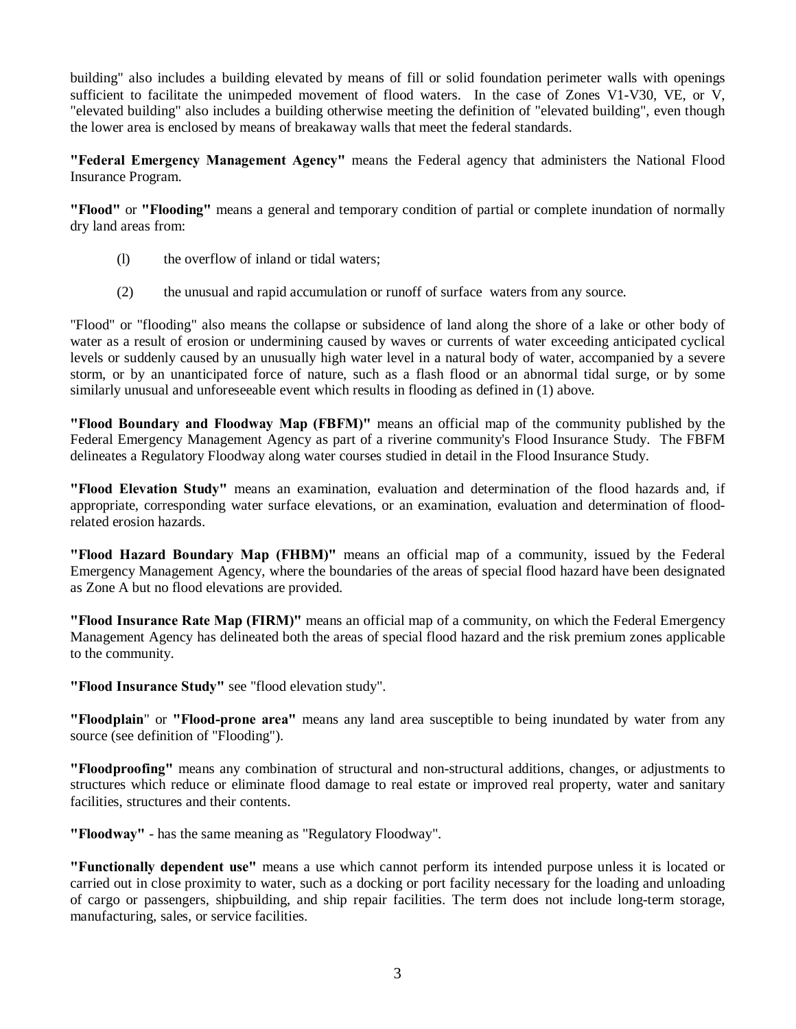building" also includes a building elevated by means of fill or solid foundation perimeter walls with openings sufficient to facilitate the unimpeded movement of flood waters. In the case of Zones V1-V30, VE, or V, "elevated building" also includes a building otherwise meeting the definition of "elevated building", even though the lower area is enclosed by means of breakaway walls that meet the federal standards.

**"Federal Emergency Management Agency"** means the Federal agency that administers the National Flood Insurance Program.

**"Flood"** or **"Flooding"** means a general and temporary condition of partial or complete inundation of normally dry land areas from:

(l) the overflow of inland or tidal waters;

(2) the unusual and rapid accumulation or runoff of surface waters from any source.

"Flood" or "flooding" also means the collapse or subsidence of land along the shore of a lake or other body of water as a result of erosion or undermining caused by waves or currents of water exceeding anticipated cyclical levels or suddenly caused by an unusually high water level in a natural body of water, accompanied by a severe storm, or by an unanticipated force of nature, such as a flash flood or an abnormal tidal surge, or by some similarly unusual and unforeseeable event which results in flooding as defined in (1) above.

**"Flood Boundary and Floodway Map (FBFM)"** means an official map of the community published by the Federal Emergency Management Agency as part of a riverine community's Flood Insurance Study. The FBFM delineates a Regulatory Floodway along water courses studied in detail in the Flood Insurance Study.

**"Flood Elevation Study"** means an examination, evaluation and determination of the flood hazards and, if appropriate, corresponding water surface elevations, or an examination, evaluation and determination of flood-related erosion hazards.

**"Flood Hazard Boundary Map (FHBM)"** means an official map of a community, issued by the Federal Emergency Management Agency, where the boundaries of the areas of special flood hazard have been designated as Zone A but no flood elevations are provided.

**"Flood Insurance Rate Map (FIRM)"** means an official map of a community, on which the Federal Emergency Management Agency has delineated both the areas of special flood hazard and the risk premium zones applicable to the community.

**"Flood Insurance Study"** see "flood elevation study".

**"Floodplain"** or **"Flood-prone area"** means any land area susceptible to being inundated by water from any source (see definition of "Flooding").

**"Floodproofing"** means any combination of structural and non-structural additions, changes, or adjustments to structures which reduce or eliminate flood damage to real estate or improved real property, water and sanitary facilities, structures and their contents.

**"Floodway"** - has the same meaning as "Regulatory Floodway".

**"Functionally dependent use"** means a use which cannot perform its intended purpose unless it is located or carried out in close proximity to water, such as a docking or port facility necessary for the loading and unloading of cargo or passengers, shipbuilding, and ship repair facilities. The term does not include long-term storage, manufacturing, sales, or service facilities.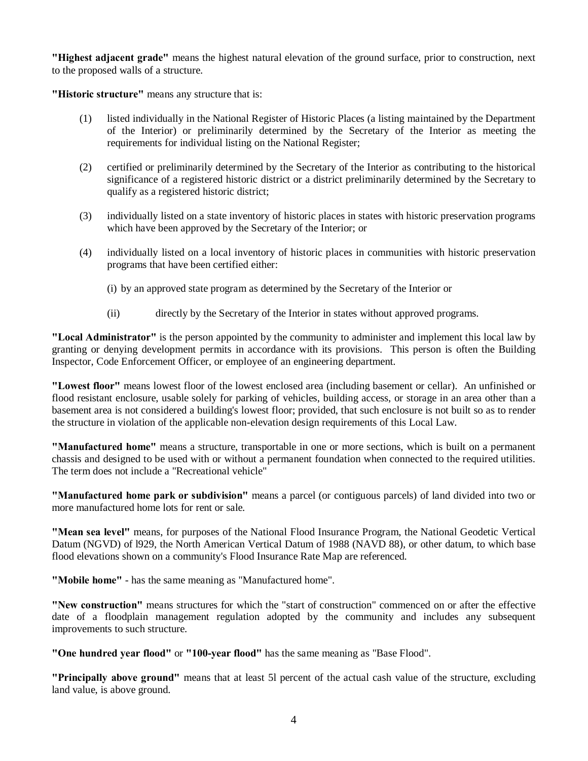**"Highest adjacent grade"** means the highest natural elevation of the ground surface, prior to construction, next to the proposed walls of a structure.

**"Historic structure"** means any structure that is:

(1) listed individually in the National Register of Historic Places (a listing maintained by the Department of the Interior) or preliminarily determined by the Secretary of the Interior as meeting the requirements for individual listing on the National Register;

(2) certified or preliminarily determined by the Secretary of the Interior as contributing to the historical significance of a registered historic district or a district preliminarily determined by the Secretary to qualify as a registered historic district;

(3) individually listed on a state inventory of historic places in states with historic preservation programs which have been approved by the Secretary of the Interior; or

(4) individually listed on a local inventory of historic places in communities with historic preservation programs that have been certified either:

   (i) by an approved state program as determined by the Secretary of the Interior or

   (ii) directly by the Secretary of the Interior in states without approved programs.

**"Local Administrator"** is the person appointed by the community to administer and implement this local law by granting or denying development permits in accordance with its provisions. This person is often the Building Inspector, Code Enforcement Officer, or employee of an engineering department.

**"Lowest floor"** means lowest floor of the lowest enclosed area (including basement or cellar). An unfinished or flood resistant enclosure, usable solely for parking of vehicles, building access, or storage in an area other than a basement area is not considered a building's lowest floor; provided, that such enclosure is not built so as to render the structure in violation of the applicable non-elevation design requirements of this Local Law.

**"Manufactured home"** means a structure, transportable in one or more sections, which is built on a permanent chassis and designed to be used with or without a permanent foundation when connected to the required utilities. The term does not include a "Recreational vehicle"

**"Manufactured home park or subdivision"** means a parcel (or contiguous parcels) of land divided into two or more manufactured home lots for rent or sale.

**"Mean sea level"** means, for purposes of the National Flood Insurance Program, the National Geodetic Vertical Datum (NGVD) of l929, the North American Vertical Datum of 1988 (NAVD 88), or other datum, to which base flood elevations shown on a community's Flood Insurance Rate Map are referenced.

**"Mobile home"** - has the same meaning as "Manufactured home".

**"New construction"** means structures for which the "start of construction" commenced on or after the effective date of a floodplain management regulation adopted by the community and includes any subsequent improvements to such structure.

**"One hundred year flood"** or **"100-year flood"** has the same meaning as "Base Flood".

**"Principally above ground"** means that at least 5l percent of the actual cash value of the structure, excluding land value, is above ground.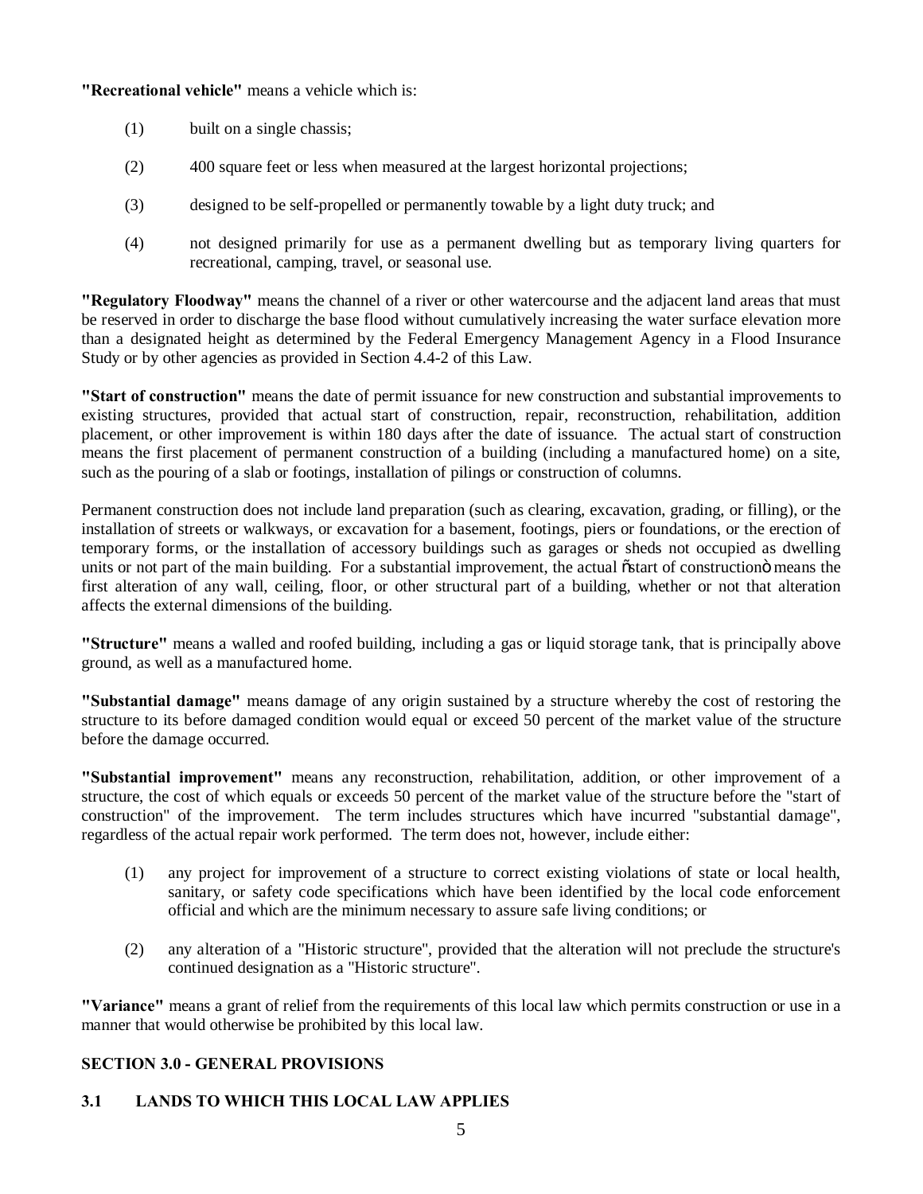**"Recreational vehicle"** means a vehicle which is:

(1) built on a single chassis;

(2) 400 square feet or less when measured at the largest horizontal projections;

(3) designed to be self-propelled or permanently towable by a light duty truck; and

(4) not designed primarily for use as a permanent dwelling but as temporary living quarters for recreational, camping, travel, or seasonal use.

**"Regulatory Floodway"** means the channel of a river or other watercourse and the adjacent land areas that must be reserved in order to discharge the base flood without cumulatively increasing the water surface elevation more than a designated height as determined by the Federal Emergency Management Agency in a Flood Insurance Study or by other agencies as provided in Section 4.4-2 of this Law.

**"Start of construction"** means the date of permit issuance for new construction and substantial improvements to existing structures, provided that actual start of construction, repair, reconstruction, rehabilitation, addition placement, or other improvement is within 180 days after the date of issuance. The actual start of construction means the first placement of permanent construction of a building (including a manufactured home) on a site, such as the pouring of a slab or footings, installation of pilings or construction of columns.

Permanent construction does not include land preparation (such as clearing, excavation, grading, or filling), or the installation of streets or walkways, or excavation for a basement, footings, piers or foundations, or the erection of temporary forms, or the installation of accessory buildings such as garages or sheds not occupied as dwelling units or not part of the main building. For a substantial improvement, the actual õstart of constructionö means the first alteration of any wall, ceiling, floor, or other structural part of a building, whether or not that alteration affects the external dimensions of the building.

**"Structure"** means a walled and roofed building, including a gas or liquid storage tank, that is principally above ground, as well as a manufactured home.

**"Substantial damage"** means damage of any origin sustained by a structure whereby the cost of restoring the structure to its before damaged condition would equal or exceed 50 percent of the market value of the structure before the damage occurred.

**"Substantial improvement"** means any reconstruction, rehabilitation, addition, or other improvement of a structure, the cost of which equals or exceeds 50 percent of the market value of the structure before the "start of construction" of the improvement. The term includes structures which have incurred "substantial damage", regardless of the actual repair work performed. The term does not, however, include either:

(1) any project for improvement of a structure to correct existing violations of state or local health, sanitary, or safety code specifications which have been identified by the local code enforcement official and which are the minimum necessary to assure safe living conditions; or

(2) any alteration of a "Historic structure", provided that the alteration will not preclude the structure's continued designation as a "Historic structure".

**"Variance"** means a grant of relief from the requirements of this local law which permits construction or use in a manner that would otherwise be prohibited by this local law.

## SECTION 3.0 - GENERAL PROVISIONS

### 3.1 LANDS TO WHICH THIS LOCAL LAW APPLIES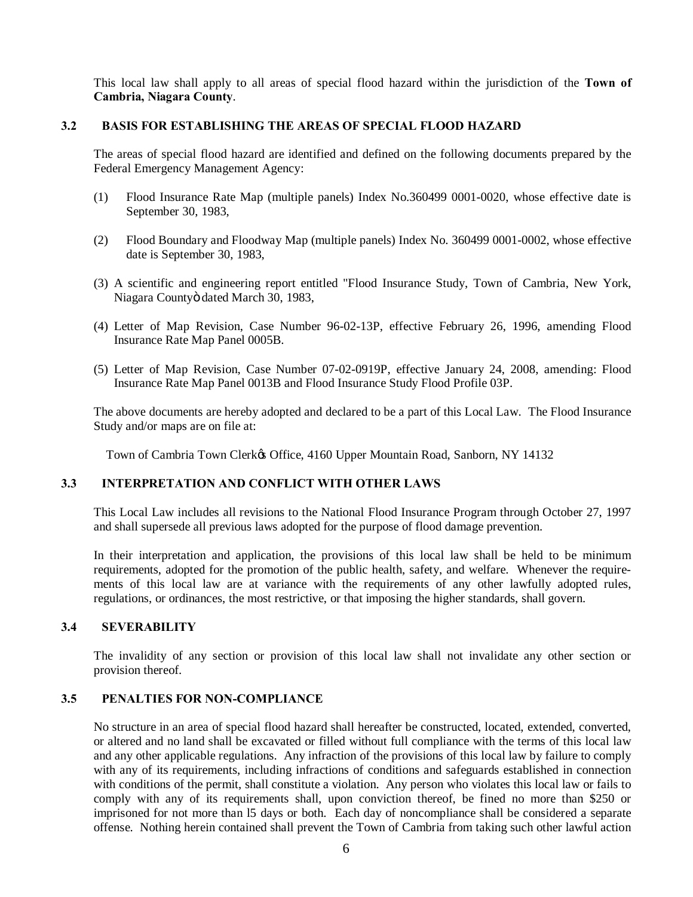This local law shall apply to all areas of special flood hazard within the jurisdiction of the **Town of Cambria, Niagara County**.

### 3.2 BASIS FOR ESTABLISHING THE AREAS OF SPECIAL FLOOD HAZARD

The areas of special flood hazard are identified and defined on the following documents prepared by the Federal Emergency Management Agency:

(1) Flood Insurance Rate Map (multiple panels) Index No.360499 0001-0020, whose effective date is September 30, 1983,

(2) Flood Boundary and Floodway Map (multiple panels) Index No. 360499 0001-0002, whose effective date is September 30, 1983,

(3) A scientific and engineering report entitled "Flood Insurance Study, Town of Cambria, New York, Niagara County" dated March 30, 1983,

(4) Letter of Map Revision, Case Number 96-02-13P, effective February 26, 1996, amending Flood Insurance Rate Map Panel 0005B.

(5) Letter of Map Revision, Case Number 07-02-0919P, effective January 24, 2008, amending: Flood Insurance Rate Map Panel 0013B and Flood Insurance Study Flood Profile 03P.

The above documents are hereby adopted and declared to be a part of this Local Law. The Flood Insurance Study and/or maps are on file at:

Town of Cambria Town Clerk's Office, 4160 Upper Mountain Road, Sanborn, NY 14132

### 3.3 INTERPRETATION AND CONFLICT WITH OTHER LAWS

This Local Law includes all revisions to the National Flood Insurance Program through October 27, 1997 and shall supersede all previous laws adopted for the purpose of flood damage prevention.

In their interpretation and application, the provisions of this local law shall be held to be minimum requirements, adopted for the promotion of the public health, safety, and welfare. Whenever the requirements of this local law are at variance with the requirements of any other lawfully adopted rules, regulations, or ordinances, the most restrictive, or that imposing the higher standards, shall govern.

### 3.4 SEVERABILITY

The invalidity of any section or provision of this local law shall not invalidate any other section or provision thereof.

### 3.5 PENALTIES FOR NON-COMPLIANCE

No structure in an area of special flood hazard shall hereafter be constructed, located, extended, converted, or altered and no land shall be excavated or filled without full compliance with the terms of this local law and any other applicable regulations. Any infraction of the provisions of this local law by failure to comply with any of its requirements, including infractions of conditions and safeguards established in connection with conditions of the permit, shall constitute a violation. Any person who violates this local law or fails to comply with any of its requirements shall, upon conviction thereof, be fined no more than $250 or imprisoned for not more than 15 days or both. Each day of noncompliance shall be considered a separate offense. Nothing herein contained shall prevent the Town of Cambria from taking such other lawful action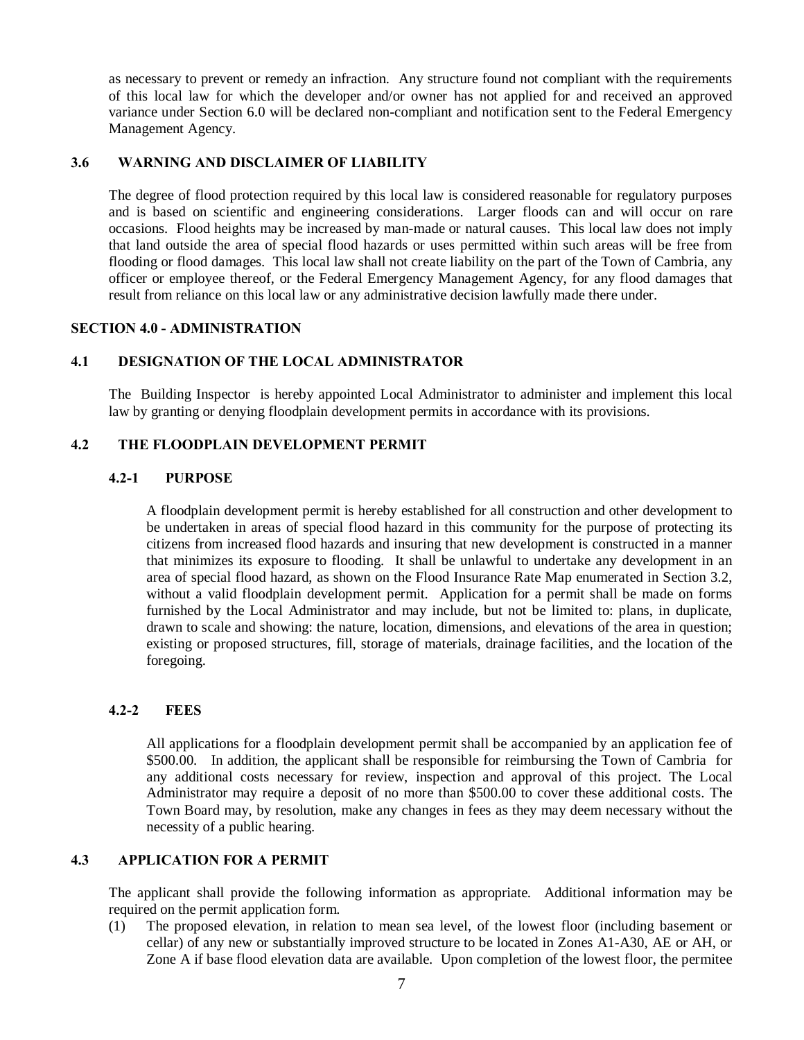as necessary to prevent or remedy an infraction. Any structure found not compliant with the requirements of this local law for which the developer and/or owner has not applied for and received an approved variance under Section 6.0 will be declared non-compliant and notification sent to the Federal Emergency Management Agency.

### 3.6 WARNING AND DISCLAIMER OF LIABILITY

The degree of flood protection required by this local law is considered reasonable for regulatory purposes and is based on scientific and engineering considerations. Larger floods can and will occur on rare occasions. Flood heights may be increased by man-made or natural causes. This local law does not imply that land outside the area of special flood hazards or uses permitted within such areas will be free from flooding or flood damages. This local law shall not create liability on the part of the Town of Cambria, any officer or employee thereof, or the Federal Emergency Management Agency, for any flood damages that result from reliance on this local law or any administrative decision lawfully made there under.

## SECTION 4.0 - ADMINISTRATION

### 4.1 DESIGNATION OF THE LOCAL ADMINISTRATOR

The Building Inspector is hereby appointed Local Administrator to administer and implement this local law by granting or denying floodplain development permits in accordance with its provisions.

### 4.2 THE FLOODPLAIN DEVELOPMENT PERMIT

#### 4.2-1 PURPOSE

A floodplain development permit is hereby established for all construction and other development to be undertaken in areas of special flood hazard in this community for the purpose of protecting its citizens from increased flood hazards and insuring that new development is constructed in a manner that minimizes its exposure to flooding. It shall be unlawful to undertake any development in an area of special flood hazard, as shown on the Flood Insurance Rate Map enumerated in Section 3.2, without a valid floodplain development permit. Application for a permit shall be made on forms furnished by the Local Administrator and may include, but not be limited to: plans, in duplicate, drawn to scale and showing: the nature, location, dimensions, and elevations of the area in question; existing or proposed structures, fill, storage of materials, drainage facilities, and the location of the foregoing.

#### 4.2-2 FEES

All applications for a floodplain development permit shall be accompanied by an application fee of $500.00. In addition, the applicant shall be responsible for reimbursing the Town of Cambria for any additional costs necessary for review, inspection and approval of this project. The Local Administrator may require a deposit of no more than $500.00 to cover these additional costs. The Town Board may, by resolution, make any changes in fees as they may deem necessary without the necessity of a public hearing.

### 4.3 APPLICATION FOR A PERMIT

The applicant shall provide the following information as appropriate. Additional information may be required on the permit application form.

(1) The proposed elevation, in relation to mean sea level, of the lowest floor (including basement or cellar) of any new or substantially improved structure to be located in Zones A1-A30, AE or AH, or Zone A if base flood elevation data are available. Upon completion of the lowest floor, the permitee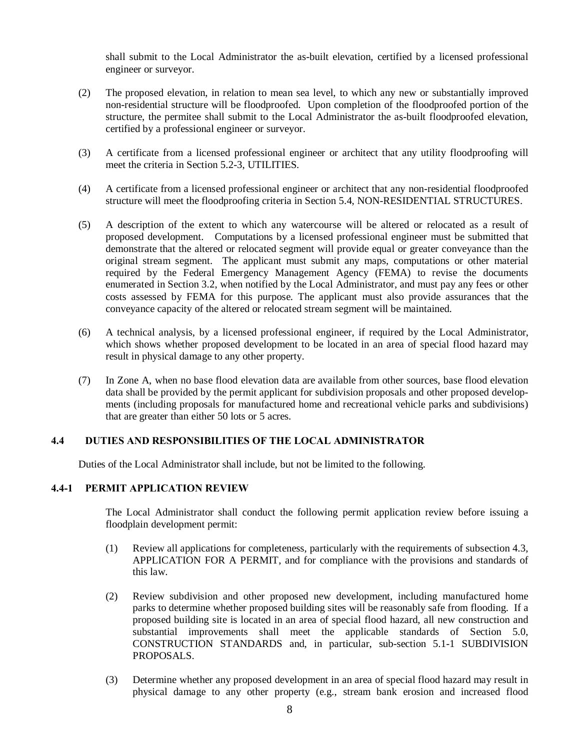shall submit to the Local Administrator the as-built elevation, certified by a licensed professional engineer or surveyor.

(2) The proposed elevation, in relation to mean sea level, to which any new or substantially improved non-residential structure will be floodproofed. Upon completion of the floodproofed portion of the structure, the permitee shall submit to the Local Administrator the as-built floodproofed elevation, certified by a professional engineer or surveyor.

(3) A certificate from a licensed professional engineer or architect that any utility floodproofing will meet the criteria in Section 5.2-3, UTILITIES.

(4) A certificate from a licensed professional engineer or architect that any non-residential floodproofed structure will meet the floodproofing criteria in Section 5.4, NON-RESIDENTIAL STRUCTURES.

(5) A description of the extent to which any watercourse will be altered or relocated as a result of proposed development. Computations by a licensed professional engineer must be submitted that demonstrate that the altered or relocated segment will provide equal or greater conveyance than the original stream segment. The applicant must submit any maps, computations or other material required by the Federal Emergency Management Agency (FEMA) to revise the documents enumerated in Section 3.2, when notified by the Local Administrator, and must pay any fees or other costs assessed by FEMA for this purpose. The applicant must also provide assurances that the conveyance capacity of the altered or relocated stream segment will be maintained.

(6) A technical analysis, by a licensed professional engineer, if required by the Local Administrator, which shows whether proposed development to be located in an area of special flood hazard may result in physical damage to any other property.

(7) In Zone A, when no base flood elevation data are available from other sources, base flood elevation data shall be provided by the permit applicant for subdivision proposals and other proposed developments (including proposals for manufactured home and recreational vehicle parks and subdivisions) that are greater than either 50 lots or 5 acres.

## 4.4 DUTIES AND RESPONSIBILITIES OF THE LOCAL ADMINISTRATOR

Duties of the Local Administrator shall include, but not be limited to the following.

### 4.4-1 PERMIT APPLICATION REVIEW

The Local Administrator shall conduct the following permit application review before issuing a floodplain development permit:

(1) Review all applications for completeness, particularly with the requirements of subsection 4.3, APPLICATION FOR A PERMIT, and for compliance with the provisions and standards of this law.

(2) Review subdivision and other proposed new development, including manufactured home parks to determine whether proposed building sites will be reasonably safe from flooding. If a proposed building site is located in an area of special flood hazard, all new construction and substantial improvements shall meet the applicable standards of Section 5.0, CONSTRUCTION STANDARDS and, in particular, sub-section 5.1-1 SUBDIVISION PROPOSALS.

(3) Determine whether any proposed development in an area of special flood hazard may result in physical damage to any other property (e.g., stream bank erosion and increased flood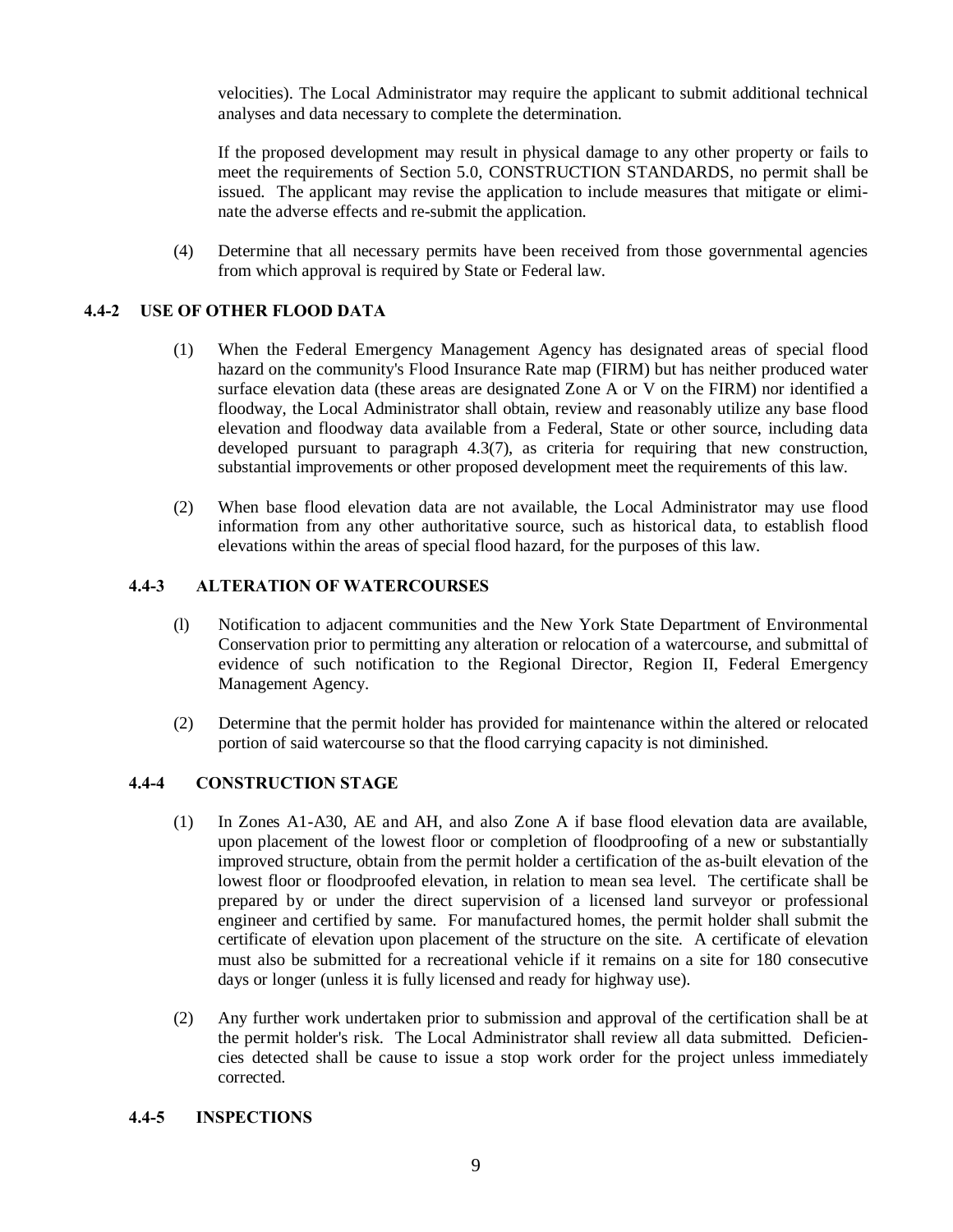velocities). The Local Administrator may require the applicant to submit additional technical analyses and data necessary to complete the determination.

If the proposed development may result in physical damage to any other property or fails to meet the requirements of Section 5.0, CONSTRUCTION STANDARDS, no permit shall be issued. The applicant may revise the application to include measures that mitigate or eliminate the adverse effects and re-submit the application.

(4) Determine that all necessary permits have been received from those governmental agencies from which approval is required by State or Federal law.

### 4.4-2 USE OF OTHER FLOOD DATA

(1) When the Federal Emergency Management Agency has designated areas of special flood hazard on the community's Flood Insurance Rate map (FIRM) but has neither produced water surface elevation data (these areas are designated Zone A or V on the FIRM) nor identified a floodway, the Local Administrator shall obtain, review and reasonably utilize any base flood elevation and floodway data available from a Federal, State or other source, including data developed pursuant to paragraph 4.3(7), as criteria for requiring that new construction, substantial improvements or other proposed development meet the requirements of this law.

(2) When base flood elevation data are not available, the Local Administrator may use flood information from any other authoritative source, such as historical data, to establish flood elevations within the areas of special flood hazard, for the purposes of this law.

### 4.4-3 ALTERATION OF WATERCOURSES

(l) Notification to adjacent communities and the New York State Department of Environmental Conservation prior to permitting any alteration or relocation of a watercourse, and submittal of evidence of such notification to the Regional Director, Region II, Federal Emergency Management Agency.

(2) Determine that the permit holder has provided for maintenance within the altered or relocated portion of said watercourse so that the flood carrying capacity is not diminished.

### 4.4-4 CONSTRUCTION STAGE

(1) In Zones A1-A30, AE and AH, and also Zone A if base flood elevation data are available, upon placement of the lowest floor or completion of floodproofing of a new or substantially improved structure, obtain from the permit holder a certification of the as-built elevation of the lowest floor or floodproofed elevation, in relation to mean sea level. The certificate shall be prepared by or under the direct supervision of a licensed land surveyor or professional engineer and certified by same. For manufactured homes, the permit holder shall submit the certificate of elevation upon placement of the structure on the site. A certificate of elevation must also be submitted for a recreational vehicle if it remains on a site for 180 consecutive days or longer (unless it is fully licensed and ready for highway use).

(2) Any further work undertaken prior to submission and approval of the certification shall be at the permit holder's risk. The Local Administrator shall review all data submitted. Deficiencies detected shall be cause to issue a stop work order for the project unless immediately corrected.

### 4.4-5 INSPECTIONS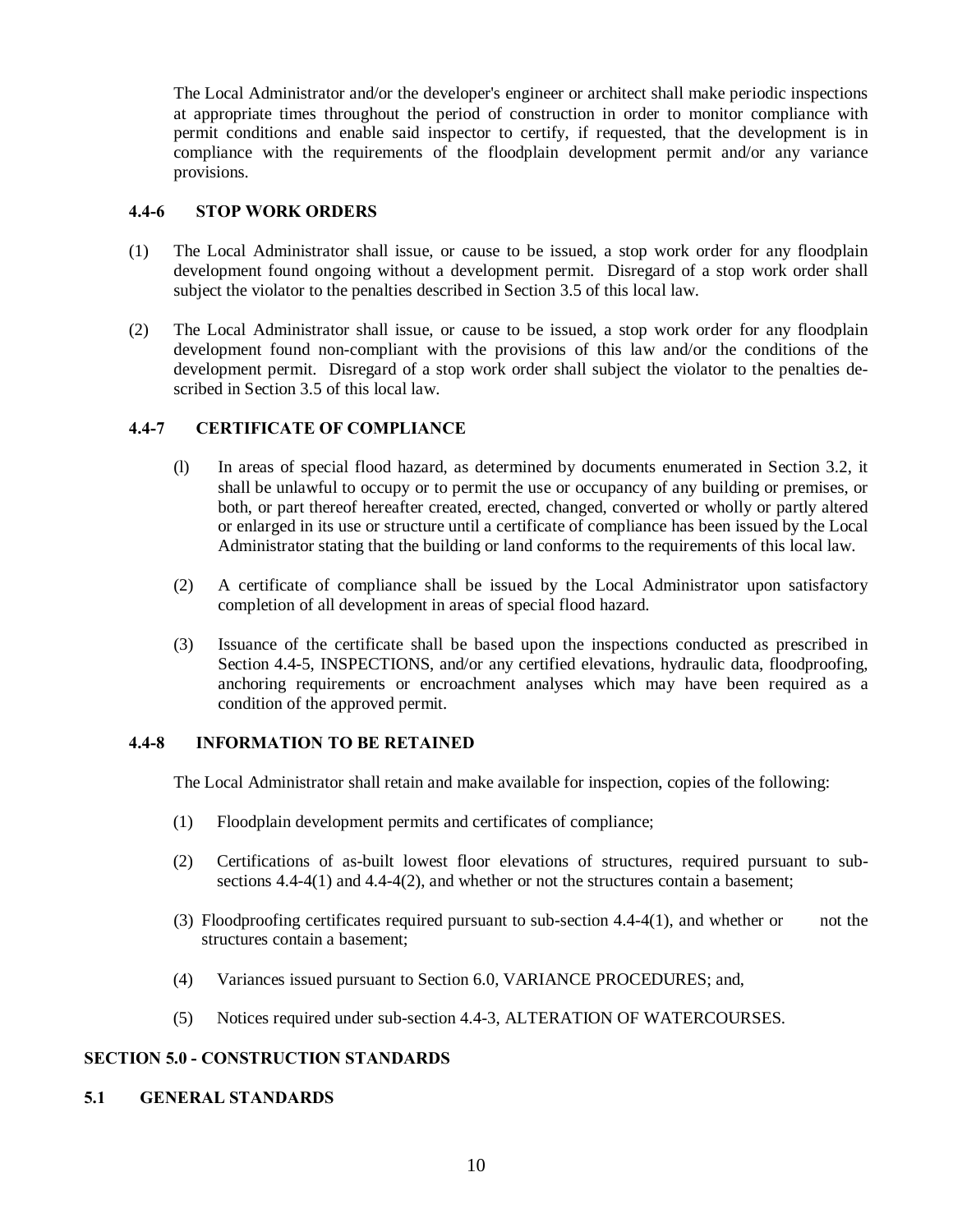The Local Administrator and/or the developer's engineer or architect shall make periodic inspections at appropriate times throughout the period of construction in order to monitor compliance with permit conditions and enable said inspector to certify, if requested, that the development is in compliance with the requirements of the floodplain development permit and/or any variance provisions.

#### 4.4-6 STOP WORK ORDERS

(1) The Local Administrator shall issue, or cause to be issued, a stop work order for any floodplain development found ongoing without a development permit. Disregard of a stop work order shall subject the violator to the penalties described in Section 3.5 of this local law.

(2) The Local Administrator shall issue, or cause to be issued, a stop work order for any floodplain development found non-compliant with the provisions of this law and/or the conditions of the development permit. Disregard of a stop work order shall subject the violator to the penalties described in Section 3.5 of this local law.

#### 4.4-7 CERTIFICATE OF COMPLIANCE

(l) In areas of special flood hazard, as determined by documents enumerated in Section 3.2, it shall be unlawful to occupy or to permit the use or occupancy of any building or premises, or both, or part thereof hereafter created, erected, changed, converted or wholly or partly altered or enlarged in its use or structure until a certificate of compliance has been issued by the Local Administrator stating that the building or land conforms to the requirements of this local law.

(2) A certificate of compliance shall be issued by the Local Administrator upon satisfactory completion of all development in areas of special flood hazard.

(3) Issuance of the certificate shall be based upon the inspections conducted as prescribed in Section 4.4-5, INSPECTIONS, and/or any certified elevations, hydraulic data, floodproofing, anchoring requirements or encroachment analyses which may have been required as a condition of the approved permit.

#### 4.4-8 INFORMATION TO BE RETAINED

The Local Administrator shall retain and make available for inspection, copies of the following:

(1) Floodplain development permits and certificates of compliance;

(2) Certifications of as-built lowest floor elevations of structures, required pursuant to sub-sections 4.4-4(1) and 4.4-4(2), and whether or not the structures contain a basement;

(3) Floodproofing certificates required pursuant to sub-section 4.4-4(1), and whether or not the structures contain a basement;

(4) Variances issued pursuant to Section 6.0, VARIANCE PROCEDURES; and,

(5) Notices required under sub-section 4.4-3, ALTERATION OF WATERCOURSES.

## SECTION 5.0 - CONSTRUCTION STANDARDS

### 5.1 GENERAL STANDARDS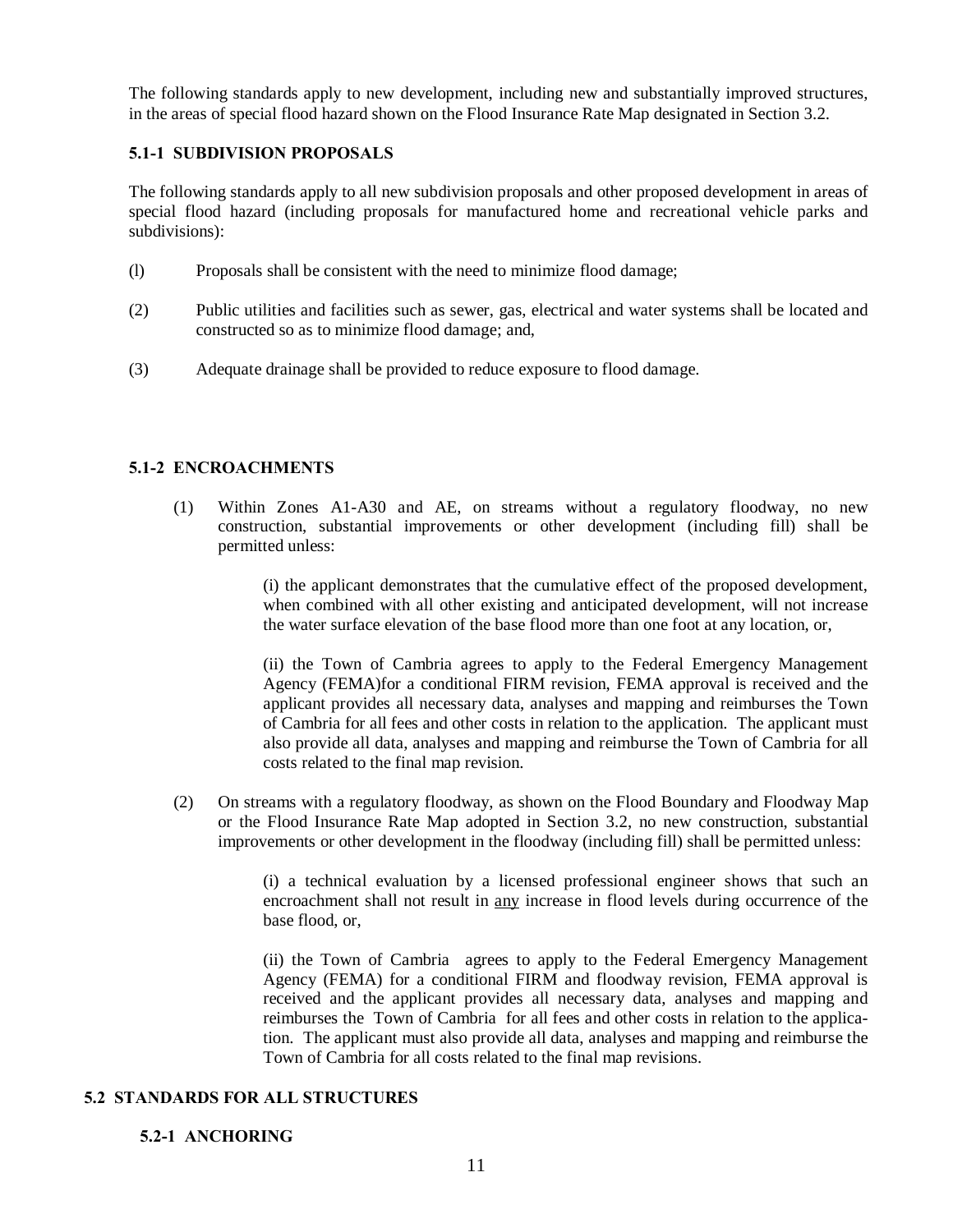The following standards apply to new development, including new and substantially improved structures, in the areas of special flood hazard shown on the Flood Insurance Rate Map designated in Section 3.2.

### 5.1-1 SUBDIVISION PROPOSALS

The following standards apply to all new subdivision proposals and other proposed development in areas of special flood hazard (including proposals for manufactured home and recreational vehicle parks and subdivisions):

(l) Proposals shall be consistent with the need to minimize flood damage;

(2) Public utilities and facilities such as sewer, gas, electrical and water systems shall be located and constructed so as to minimize flood damage; and,

(3) Adequate drainage shall be provided to reduce exposure to flood damage.

### 5.1-2 ENCROACHMENTS

(1) Within Zones A1-A30 and AE, on streams without a regulatory floodway, no new construction, substantial improvements or other development (including fill) shall be permitted unless:

(i) the applicant demonstrates that the cumulative effect of the proposed development, when combined with all other existing and anticipated development, will not increase the water surface elevation of the base flood more than one foot at any location, or,

(ii) the Town of Cambria agrees to apply to the Federal Emergency Management Agency (FEMA)for a conditional FIRM revision, FEMA approval is received and the applicant provides all necessary data, analyses and mapping and reimburses the Town of Cambria for all fees and other costs in relation to the application. The applicant must also provide all data, analyses and mapping and reimburse the Town of Cambria for all costs related to the final map revision.

(2) On streams with a regulatory floodway, as shown on the Flood Boundary and Floodway Map or the Flood Insurance Rate Map adopted in Section 3.2, no new construction, substantial improvements or other development in the floodway (including fill) shall be permitted unless:

(i) a technical evaluation by a licensed professional engineer shows that such an encroachment shall not result in any increase in flood levels during occurrence of the base flood, or,

(ii) the Town of Cambria agrees to apply to the Federal Emergency Management Agency (FEMA) for a conditional FIRM and floodway revision, FEMA approval is received and the applicant provides all necessary data, analyses and mapping and reimburses the Town of Cambria for all fees and other costs in relation to the application. The applicant must also provide all data, analyses and mapping and reimburse the Town of Cambria for all costs related to the final map revisions.

## 5.2 STANDARDS FOR ALL STRUCTURES

### 5.2-1 ANCHORING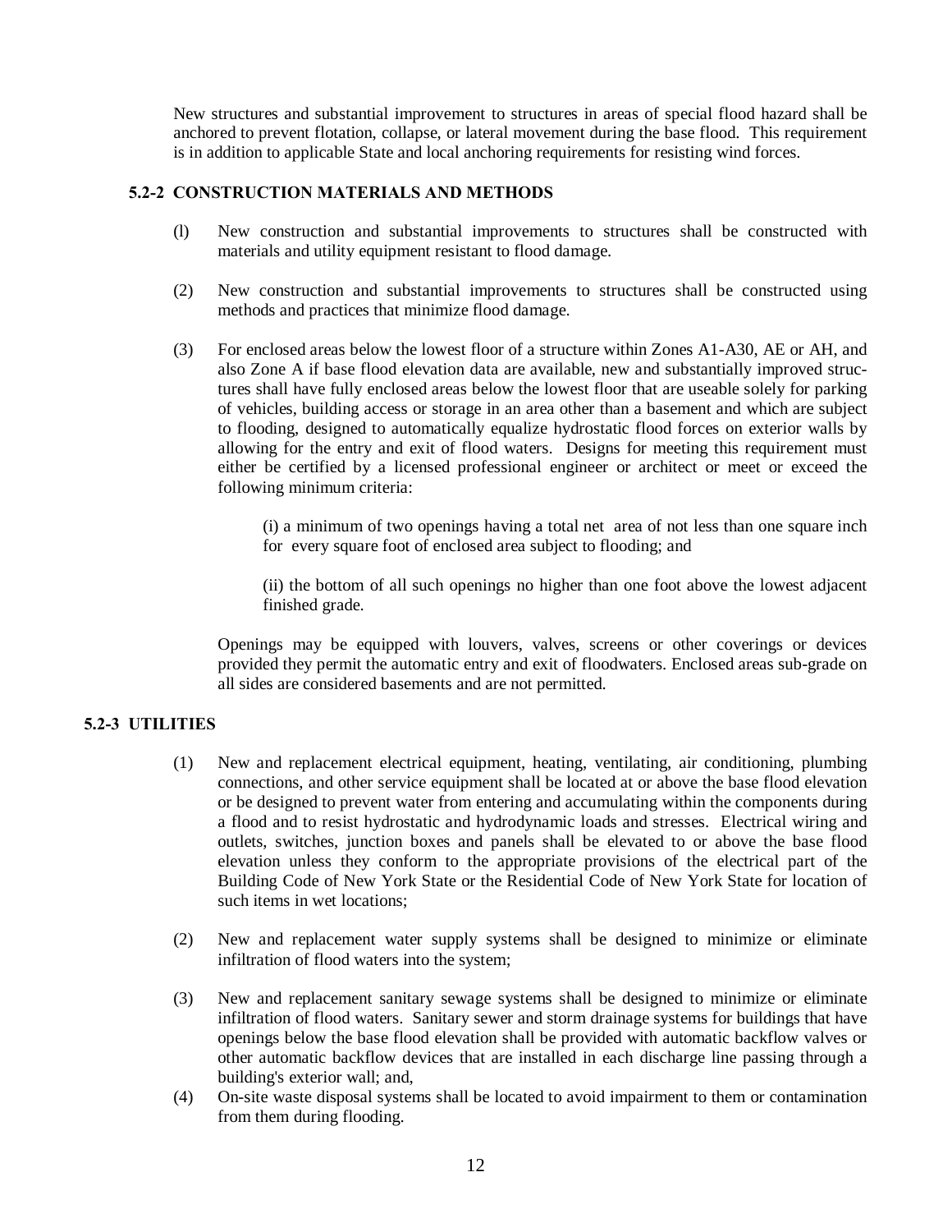New structures and substantial improvement to structures in areas of special flood hazard shall be anchored to prevent flotation, collapse, or lateral movement during the base flood. This requirement is in addition to applicable State and local anchoring requirements for resisting wind forces.

### 5.2-2 CONSTRUCTION MATERIALS AND METHODS

(l) New construction and substantial improvements to structures shall be constructed with materials and utility equipment resistant to flood damage.

(2) New construction and substantial improvements to structures shall be constructed using methods and practices that minimize flood damage.

(3) For enclosed areas below the lowest floor of a structure within Zones A1-A30, AE or AH, and also Zone A if base flood elevation data are available, new and substantially improved structures shall have fully enclosed areas below the lowest floor that are useable solely for parking of vehicles, building access or storage in an area other than a basement and which are subject to flooding, designed to automatically equalize hydrostatic flood forces on exterior walls by allowing for the entry and exit of flood waters. Designs for meeting this requirement must either be certified by a licensed professional engineer or architect or meet or exceed the following minimum criteria:

> (i) a minimum of two openings having a total net area of not less than one square inch for every square foot of enclosed area subject to flooding; and
>
> (ii) the bottom of all such openings no higher than one foot above the lowest adjacent finished grade.

Openings may be equipped with louvers, valves, screens or other coverings or devices provided they permit the automatic entry and exit of floodwaters. Enclosed areas sub-grade on all sides are considered basements and are not permitted.

### 5.2-3 UTILITIES

(1) New and replacement electrical equipment, heating, ventilating, air conditioning, plumbing connections, and other service equipment shall be located at or above the base flood elevation or be designed to prevent water from entering and accumulating within the components during a flood and to resist hydrostatic and hydrodynamic loads and stresses. Electrical wiring and outlets, switches, junction boxes and panels shall be elevated to or above the base flood elevation unless they conform to the appropriate provisions of the electrical part of the Building Code of New York State or the Residential Code of New York State for location of such items in wet locations;

(2) New and replacement water supply systems shall be designed to minimize or eliminate infiltration of flood waters into the system;

(3) New and replacement sanitary sewage systems shall be designed to minimize or eliminate infiltration of flood waters. Sanitary sewer and storm drainage systems for buildings that have openings below the base flood elevation shall be provided with automatic backflow valves or other automatic backflow devices that are installed in each discharge line passing through a building's exterior wall; and,

(4) On-site waste disposal systems shall be located to avoid impairment to them or contamination from them during flooding.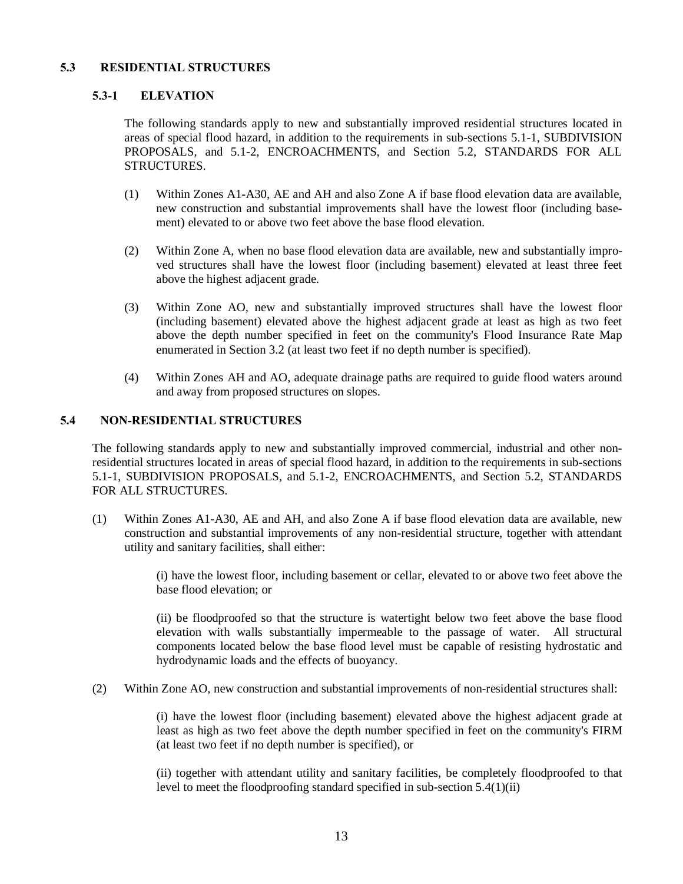## 5.3 RESIDENTIAL STRUCTURES

### 5.3-1 ELEVATION

The following standards apply to new and substantially improved residential structures located in areas of special flood hazard, in addition to the requirements in sub-sections 5.1-1, SUBDIVISION PROPOSALS, and 5.1-2, ENCROACHMENTS, and Section 5.2, STANDARDS FOR ALL STRUCTURES.

(1) Within Zones A1-A30, AE and AH and also Zone A if base flood elevation data are available, new construction and substantial improvements shall have the lowest floor (including basement) elevated to or above two feet above the base flood elevation.

(2) Within Zone A, when no base flood elevation data are available, new and substantially improved structures shall have the lowest floor (including basement) elevated at least three feet above the highest adjacent grade.

(3) Within Zone AO, new and substantially improved structures shall have the lowest floor (including basement) elevated above the highest adjacent grade at least as high as two feet above the depth number specified in feet on the community's Flood Insurance Rate Map enumerated in Section 3.2 (at least two feet if no depth number is specified).

(4) Within Zones AH and AO, adequate drainage paths are required to guide flood waters around and away from proposed structures on slopes.

## 5.4 NON-RESIDENTIAL STRUCTURES

The following standards apply to new and substantially improved commercial, industrial and other non-residential structures located in areas of special flood hazard, in addition to the requirements in sub-sections 5.1-1, SUBDIVISION PROPOSALS, and 5.1-2, ENCROACHMENTS, and Section 5.2, STANDARDS FOR ALL STRUCTURES.

(1) Within Zones A1-A30, AE and AH, and also Zone A if base flood elevation data are available, new construction and substantial improvements of any non-residential structure, together with attendant utility and sanitary facilities, shall either:

(i) have the lowest floor, including basement or cellar, elevated to or above two feet above the base flood elevation; or

(ii) be floodproofed so that the structure is watertight below two feet above the base flood elevation with walls substantially impermeable to the passage of water. All structural components located below the base flood level must be capable of resisting hydrostatic and hydrodynamic loads and the effects of buoyancy.

(2) Within Zone AO, new construction and substantial improvements of non-residential structures shall:

(i) have the lowest floor (including basement) elevated above the highest adjacent grade at least as high as two feet above the depth number specified in feet on the community's FIRM (at least two feet if no depth number is specified), or

(ii) together with attendant utility and sanitary facilities, be completely floodproofed to that level to meet the floodproofing standard specified in sub-section 5.4(1)(ii)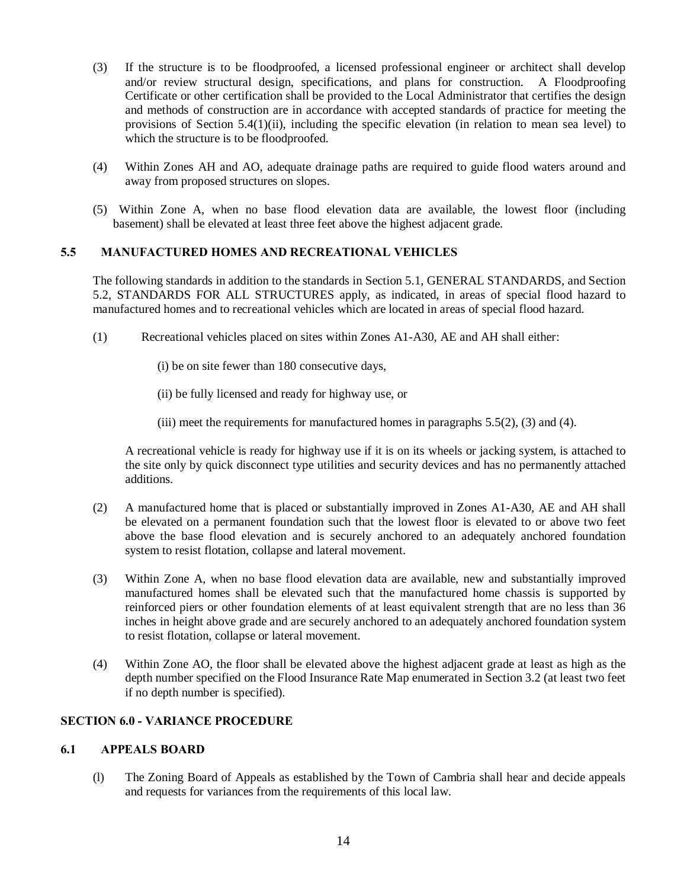(3) If the structure is to be floodproofed, a licensed professional engineer or architect shall develop and/or review structural design, specifications, and plans for construction. A Floodproofing Certificate or other certification shall be provided to the Local Administrator that certifies the design and methods of construction are in accordance with accepted standards of practice for meeting the provisions of Section 5.4(1)(ii), including the specific elevation (in relation to mean sea level) to which the structure is to be floodproofed.

(4) Within Zones AH and AO, adequate drainage paths are required to guide flood waters around and away from proposed structures on slopes.

(5) Within Zone A, when no base flood elevation data are available, the lowest floor (including basement) shall be elevated at least three feet above the highest adjacent grade.

### 5.5 MANUFACTURED HOMES AND RECREATIONAL VEHICLES

The following standards in addition to the standards in Section 5.1, GENERAL STANDARDS, and Section 5.2, STANDARDS FOR ALL STRUCTURES apply, as indicated, in areas of special flood hazard to manufactured homes and to recreational vehicles which are located in areas of special flood hazard.

(1) Recreational vehicles placed on sites within Zones A1-A30, AE and AH shall either:

(i) be on site fewer than 180 consecutive days,

(ii) be fully licensed and ready for highway use, or

(iii) meet the requirements for manufactured homes in paragraphs 5.5(2), (3) and (4).

A recreational vehicle is ready for highway use if it is on its wheels or jacking system, is attached to the site only by quick disconnect type utilities and security devices and has no permanently attached additions.

(2) A manufactured home that is placed or substantially improved in Zones A1-A30, AE and AH shall be elevated on a permanent foundation such that the lowest floor is elevated to or above two feet above the base flood elevation and is securely anchored to an adequately anchored foundation system to resist flotation, collapse and lateral movement.

(3) Within Zone A, when no base flood elevation data are available, new and substantially improved manufactured homes shall be elevated such that the manufactured home chassis is supported by reinforced piers or other foundation elements of at least equivalent strength that are no less than 36 inches in height above grade and are securely anchored to an adequately anchored foundation system to resist flotation, collapse or lateral movement.

(4) Within Zone AO, the floor shall be elevated above the highest adjacent grade at least as high as the depth number specified on the Flood Insurance Rate Map enumerated in Section 3.2 (at least two feet if no depth number is specified).

## SECTION 6.0 - VARIANCE PROCEDURE

### 6.1 APPEALS BOARD

(l) The Zoning Board of Appeals as established by the Town of Cambria shall hear and decide appeals and requests for variances from the requirements of this local law.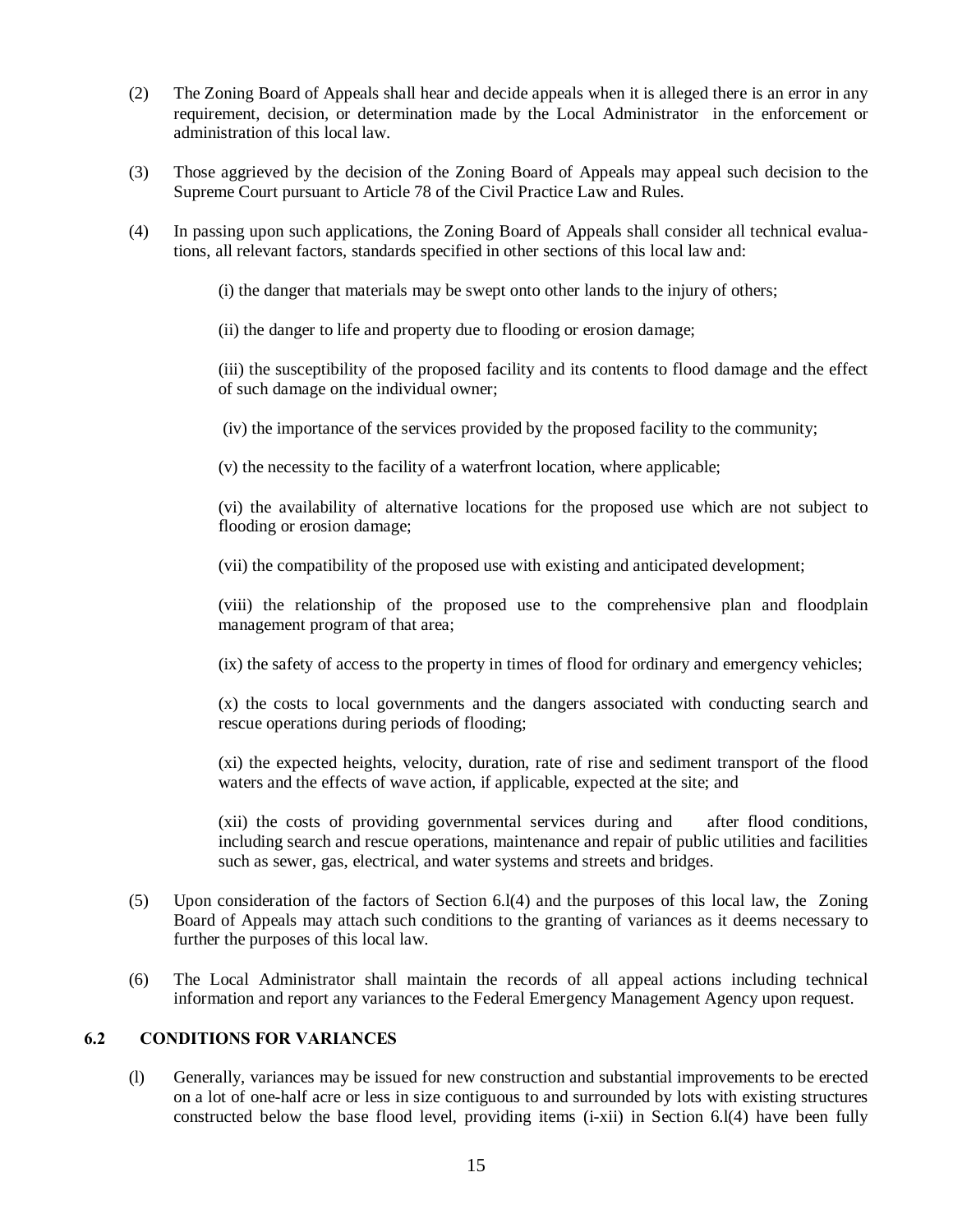(2) The Zoning Board of Appeals shall hear and decide appeals when it is alleged there is an error in any requirement, decision, or determination made by the Local Administrator in the enforcement or administration of this local law.

(3) Those aggrieved by the decision of the Zoning Board of Appeals may appeal such decision to the Supreme Court pursuant to Article 78 of the Civil Practice Law and Rules.

(4) In passing upon such applications, the Zoning Board of Appeals shall consider all technical evaluations, all relevant factors, standards specified in other sections of this local law and:

(i) the danger that materials may be swept onto other lands to the injury of others;

(ii) the danger to life and property due to flooding or erosion damage;

(iii) the susceptibility of the proposed facility and its contents to flood damage and the effect of such damage on the individual owner;

(iv) the importance of the services provided by the proposed facility to the community;

(v) the necessity to the facility of a waterfront location, where applicable;

(vi) the availability of alternative locations for the proposed use which are not subject to flooding or erosion damage;

(vii) the compatibility of the proposed use with existing and anticipated development;

(viii) the relationship of the proposed use to the comprehensive plan and floodplain management program of that area;

(ix) the safety of access to the property in times of flood for ordinary and emergency vehicles;

(x) the costs to local governments and the dangers associated with conducting search and rescue operations during periods of flooding;

(xi) the expected heights, velocity, duration, rate of rise and sediment transport of the flood waters and the effects of wave action, if applicable, expected at the site; and

(xii) the costs of providing governmental services during and after flood conditions, including search and rescue operations, maintenance and repair of public utilities and facilities such as sewer, gas, electrical, and water systems and streets and bridges.

(5) Upon consideration of the factors of Section 6.l(4) and the purposes of this local law, the Zoning Board of Appeals may attach such conditions to the granting of variances as it deems necessary to further the purposes of this local law.

(6) The Local Administrator shall maintain the records of all appeal actions including technical information and report any variances to the Federal Emergency Management Agency upon request.

## 6.2 CONDITIONS FOR VARIANCES

(l) Generally, variances may be issued for new construction and substantial improvements to be erected on a lot of one-half acre or less in size contiguous to and surrounded by lots with existing structures constructed below the base flood level, providing items (i-xii) in Section 6.l(4) have been fully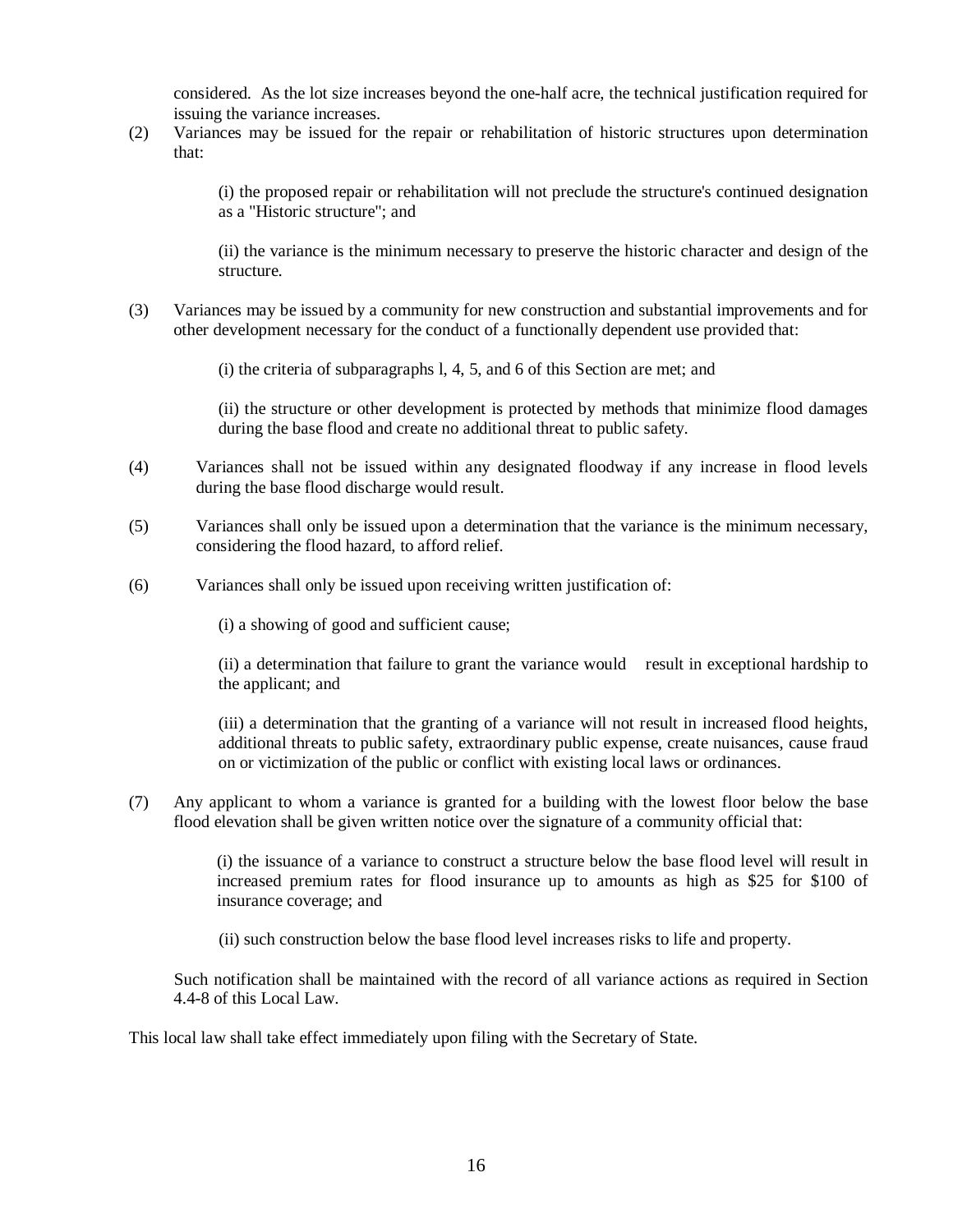considered. As the lot size increases beyond the one-half acre, the technical justification required for issuing the variance increases.

(2) Variances may be issued for the repair or rehabilitation of historic structures upon determination that:

(i) the proposed repair or rehabilitation will not preclude the structure's continued designation as a "Historic structure"; and

(ii) the variance is the minimum necessary to preserve the historic character and design of the structure.

(3) Variances may be issued by a community for new construction and substantial improvements and for other development necessary for the conduct of a functionally dependent use provided that:

(i) the criteria of subparagraphs l, 4, 5, and 6 of this Section are met; and

(ii) the structure or other development is protected by methods that minimize flood damages during the base flood and create no additional threat to public safety.

(4) Variances shall not be issued within any designated floodway if any increase in flood levels during the base flood discharge would result.

(5) Variances shall only be issued upon a determination that the variance is the minimum necessary, considering the flood hazard, to afford relief.

(6) Variances shall only be issued upon receiving written justification of:

(i) a showing of good and sufficient cause;

(ii) a determination that failure to grant the variance would result in exceptional hardship to the applicant; and

(iii) a determination that the granting of a variance will not result in increased flood heights, additional threats to public safety, extraordinary public expense, create nuisances, cause fraud on or victimization of the public or conflict with existing local laws or ordinances.

(7) Any applicant to whom a variance is granted for a building with the lowest floor below the base flood elevation shall be given written notice over the signature of a community official that:

(i) the issuance of a variance to construct a structure below the base flood level will result in increased premium rates for flood insurance up to amounts as high as $25 for $100 of insurance coverage; and

(ii) such construction below the base flood level increases risks to life and property.

Such notification shall be maintained with the record of all variance actions as required in Section 4.4-8 of this Local Law.

This local law shall take effect immediately upon filing with the Secretary of State.